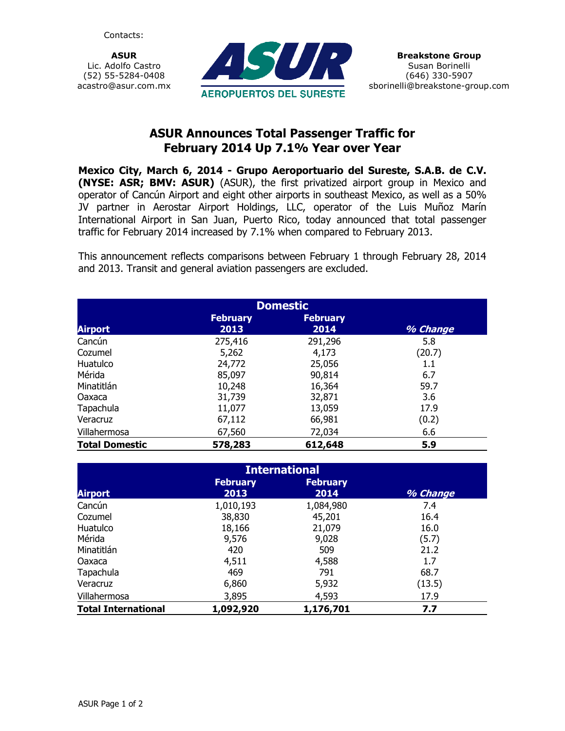Contacts:

**ASUR**
Lic. Adolfo Castro
(52) 55-5284-0408
acastro@asur.com.mx

**Breakstone Group**
Susan Borinelli
(646) 330-5907
sborinelli@breakstone-group.com

# ASUR Announces Total Passenger Traffic for February 2014 Up 7.1% Year over Year

**Mexico City, March 6, 2014 - Grupo Aeroportuario del Sureste, S.A.B. de C.V. (NYSE: ASR; BMV: ASUR)** (ASUR), the first privatized airport group in Mexico and operator of Cancún Airport and eight other airports in southeast Mexico, as well as a 50% JV partner in Aerostar Airport Holdings, LLC, operator of the Luis Muñoz Marín International Airport in San Juan, Puerto Rico, today announced that total passenger traffic for February 2014 increased by 7.1% when compared to February 2013.

This announcement reflects comparisons between February 1 through February 28, 2014 and 2013. Transit and general aviation passengers are excluded.

| Domestic | | | |
|---|---|---|---|
| **Airport** | **February 2013** | **February 2014** | ***% Change*** |
| Cancún | 275,416 | 291,296 | 5.8 |
| Cozumel | 5,262 | 4,173 | (20.7) |
| Huatulco | 24,772 | 25,056 | 1.1 |
| Mérida | 85,097 | 90,814 | 6.7 |
| Minatitlán | 10,248 | 16,364 | 59.7 |
| Oaxaca | 31,739 | 32,871 | 3.6 |
| Tapachula | 11,077 | 13,059 | 17.9 |
| Veracruz | 67,112 | 66,981 | (0.2) |
| Villahermosa | 67,560 | 72,034 | 6.6 |
| **Total Domestic** | **578,283** | **612,648** | **5.9** |

| International | | | |
|---|---|---|---|
| **Airport** | **February 2013** | **February 2014** | ***% Change*** |
| Cancún | 1,010,193 | 1,084,980 | 7.4 |
| Cozumel | 38,830 | 45,201 | 16.4 |
| Huatulco | 18,166 | 21,079 | 16.0 |
| Mérida | 9,576 | 9,028 | (5.7) |
| Minatitlán | 420 | 509 | 21.2 |
| Oaxaca | 4,511 | 4,588 | 1.7 |
| Tapachula | 469 | 791 | 68.7 |
| Veracruz | 6,860 | 5,932 | (13.5) |
| Villahermosa | 3,895 | 4,593 | 17.9 |
| **Total International** | **1,092,920** | **1,176,701** | **7.7** |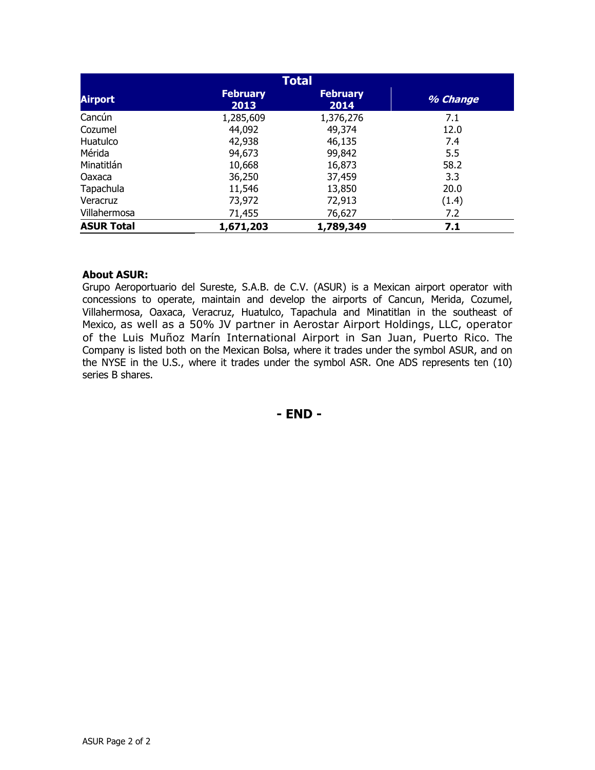| Airport | Total | | |
| --- | --- | --- | --- |
| | February 2013 | February 2014 | % Change |
| Cancún | 1,285,609 | 1,376,276 | 7.1 |
| Cozumel | 44,092 | 49,374 | 12.0 |
| Huatulco | 42,938 | 46,135 | 7.4 |
| Mérida | 94,673 | 99,842 | 5.5 |
| Minatitlán | 10,668 | 16,873 | 58.2 |
| Oaxaca | 36,250 | 37,459 | 3.3 |
| Tapachula | 11,546 | 13,850 | 20.0 |
| Veracruz | 73,972 | 72,913 | (1.4) |
| Villahermosa | 71,455 | 76,627 | 7.2 |
| **ASUR Total** | **1,671,203** | **1,789,349** | **7.1** |

**About ASUR:**
Grupo Aeroportuario del Sureste, S.A.B. de C.V. (ASUR) is a Mexican airport operator with concessions to operate, maintain and develop the airports of Cancun, Merida, Cozumel, Villahermosa, Oaxaca, Veracruz, Huatulco, Tapachula and Minatitlan in the southeast of Mexico, as well as a 50% JV partner in Aerostar Airport Holdings, LLC, operator of the Luis Muñoz Marín International Airport in San Juan, Puerto Rico. The Company is listed both on the Mexican Bolsa, where it trades under the symbol ASUR, and on the NYSE in the U.S., where it trades under the symbol ASR. One ADS represents ten (10) series B shares.

**- END -**